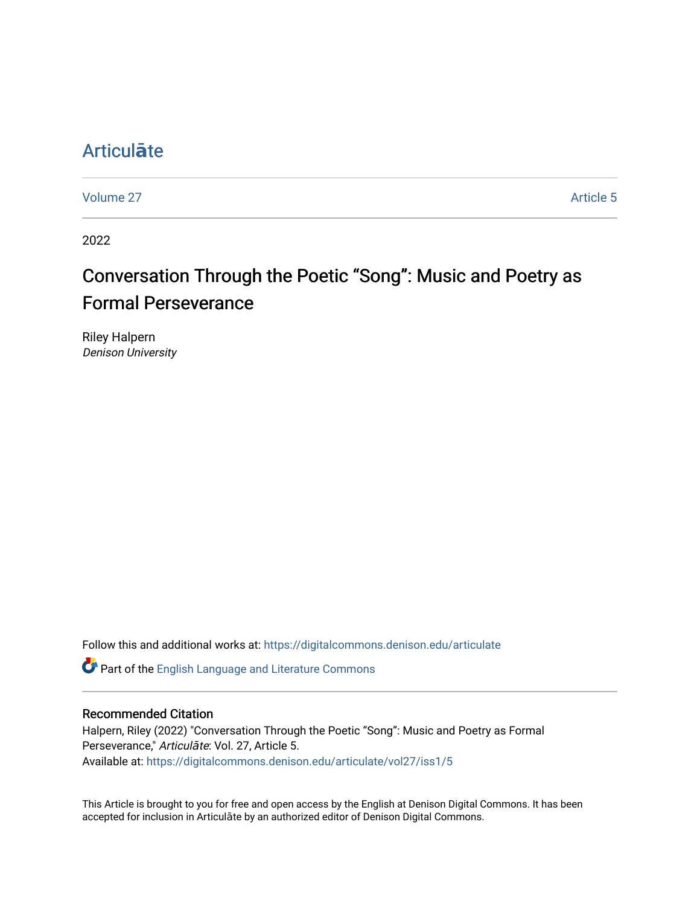# Articulāte

Volume 27 Article 5

2022

## Conversation Through the Poetic “Song”: Music and Poetry as Formal Perseverance

Riley Halpern
*Denison University*

Follow this and additional works at: https://digitalcommons.denison.edu/articulate

Part of the English Language and Literature Commons

### Recommended Citation

Halpern, Riley (2022) "Conversation Through the Poetic “Song”: Music and Poetry as Formal Perseverance," *Articulāte*: Vol. 27, Article 5.
Available at: https://digitalcommons.denison.edu/articulate/vol27/iss1/5

This Article is brought to you for free and open access by the English at Denison Digital Commons. It has been accepted for inclusion in Articulāte by an authorized editor of Denison Digital Commons.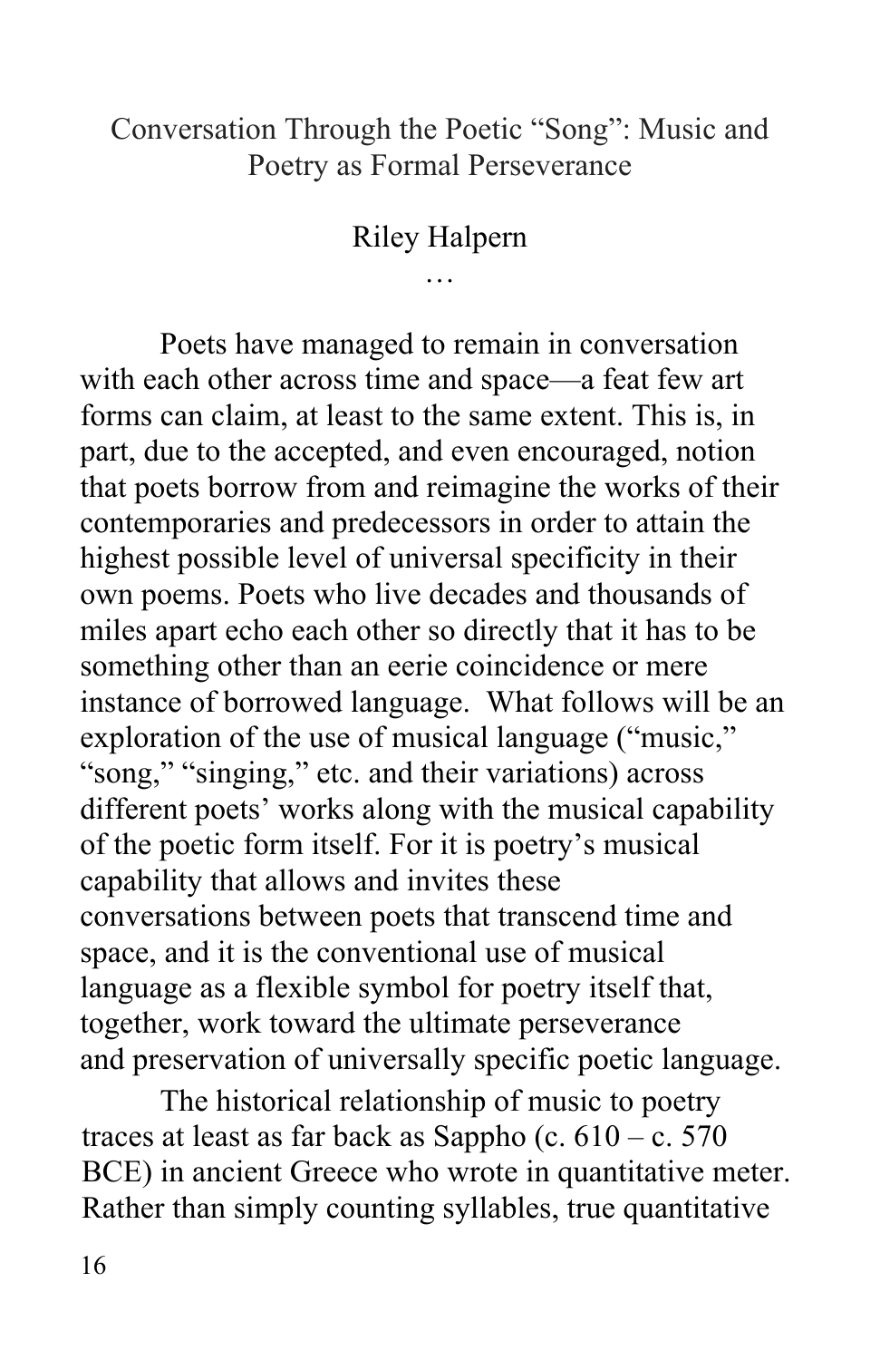# Conversation Through the Poetic "Song": Music and Poetry as Formal Perseverance

Riley Halpern

…

Poets have managed to remain in conversation with each other across time and space—a feat few art forms can claim, at least to the same extent. This is, in part, due to the accepted, and even encouraged, notion that poets borrow from and reimagine the works of their contemporaries and predecessors in order to attain the highest possible level of universal specificity in their own poems. Poets who live decades and thousands of miles apart echo each other so directly that it has to be something other than an eerie coincidence or mere instance of borrowed language. What follows will be an exploration of the use of musical language ("music," "song," "singing," etc. and their variations) across different poets' works along with the musical capability of the poetic form itself. For it is poetry's musical capability that allows and invites these conversations between poets that transcend time and space, and it is the conventional use of musical language as a flexible symbol for poetry itself that, together, work toward the ultimate perseverance and preservation of universally specific poetic language.

The historical relationship of music to poetry traces at least as far back as Sappho (c. 610 – c. 570 BCE) in ancient Greece who wrote in quantitative meter. Rather than simply counting syllables, true quantitative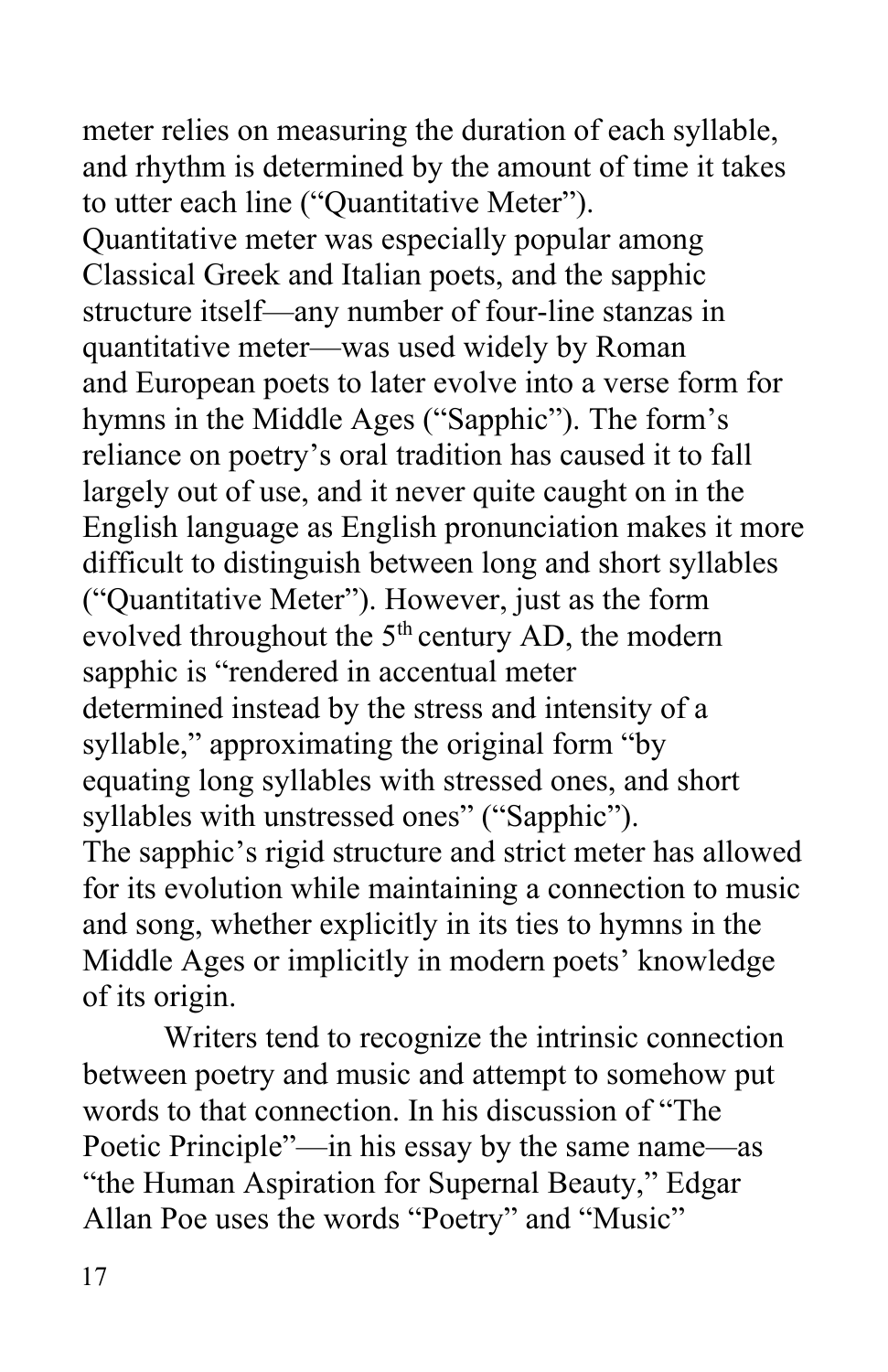meter relies on measuring the duration of each syllable, and rhythm is determined by the amount of time it takes to utter each line ("Quantitative Meter"). Quantitative meter was especially popular among Classical Greek and Italian poets, and the sapphic structure itself—any number of four-line stanzas in quantitative meter—was used widely by Roman and European poets to later evolve into a verse form for hymns in the Middle Ages ("Sapphic"). The form's reliance on poetry's oral tradition has caused it to fall largely out of use, and it never quite caught on in the English language as English pronunciation makes it more difficult to distinguish between long and short syllables ("Quantitative Meter"). However, just as the form evolved throughout the 5th century AD, the modern sapphic is "rendered in accentual meter determined instead by the stress and intensity of a syllable," approximating the original form "by equating long syllables with stressed ones, and short syllables with unstressed ones" ("Sapphic"). The sapphic's rigid structure and strict meter has allowed for its evolution while maintaining a connection to music and song, whether explicitly in its ties to hymns in the Middle Ages or implicitly in modern poets' knowledge of its origin.

Writers tend to recognize the intrinsic connection between poetry and music and attempt to somehow put words to that connection. In his discussion of "The Poetic Principle"—in his essay by the same name—as "the Human Aspiration for Supernal Beauty," Edgar Allan Poe uses the words "Poetry" and "Music"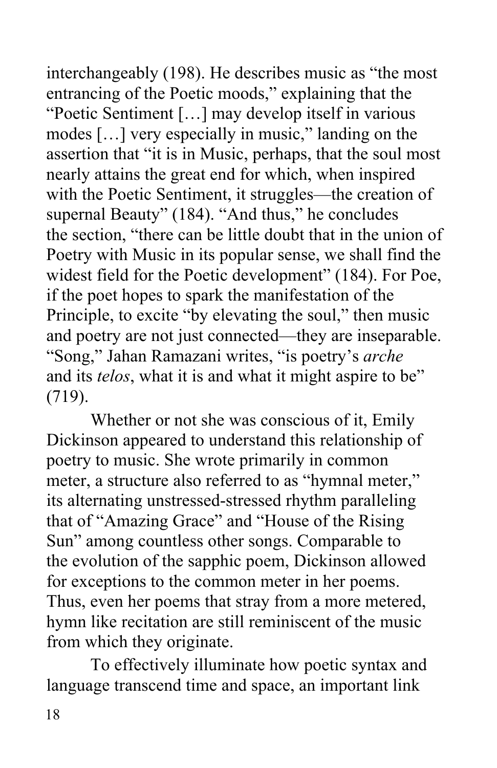interchangeably (198). He describes music as "the most entrancing of the Poetic moods," explaining that the "Poetic Sentiment […] may develop itself in various modes […] very especially in music," landing on the assertion that "it is in Music, perhaps, that the soul most nearly attains the great end for which, when inspired with the Poetic Sentiment, it struggles—the creation of supernal Beauty" (184). "And thus," he concludes the section, "there can be little doubt that in the union of Poetry with Music in its popular sense, we shall find the widest field for the Poetic development" (184). For Poe, if the poet hopes to spark the manifestation of the Principle, to excite "by elevating the soul," then music and poetry are not just connected—they are inseparable. "Song," Jahan Ramazani writes, "is poetry's *arche* and its *telos*, what it is and what it might aspire to be" (719).

Whether or not she was conscious of it, Emily Dickinson appeared to understand this relationship of poetry to music. She wrote primarily in common meter, a structure also referred to as "hymnal meter," its alternating unstressed-stressed rhythm paralleling that of "Amazing Grace" and "House of the Rising Sun" among countless other songs. Comparable to the evolution of the sapphic poem, Dickinson allowed for exceptions to the common meter in her poems. Thus, even her poems that stray from a more metered, hymn like recitation are still reminiscent of the music from which they originate.

To effectively illuminate how poetic syntax and language transcend time and space, an important link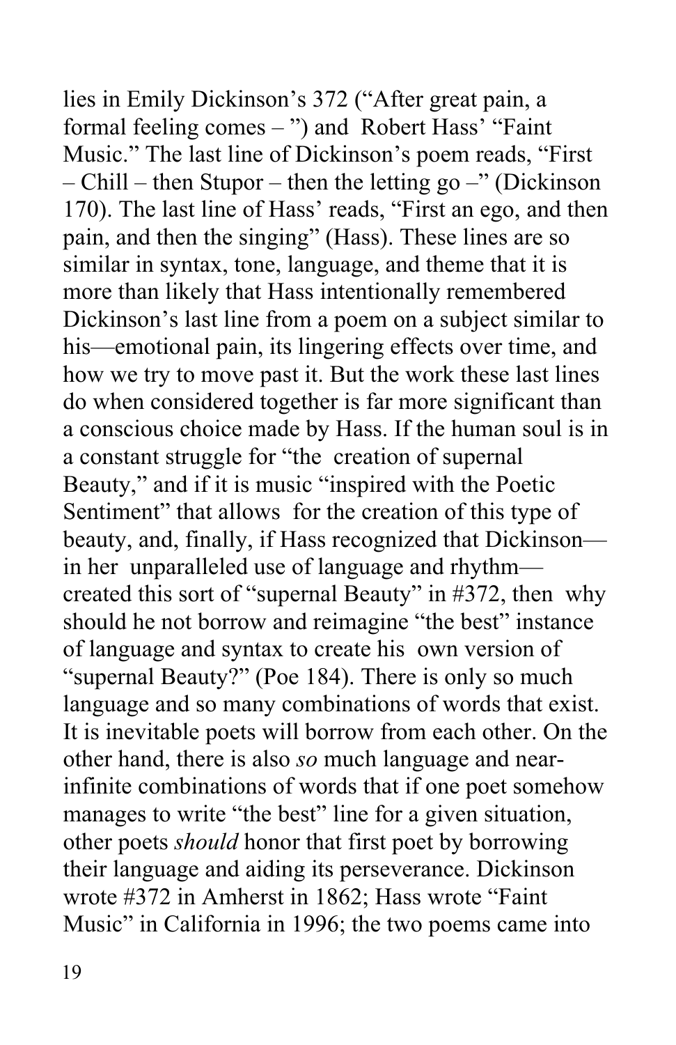lies in Emily Dickinson's 372 ("After great pain, a formal feeling comes – ") and Robert Hass' "Faint Music." The last line of Dickinson's poem reads, "First – Chill – then Stupor – then the letting go –" (Dickinson 170). The last line of Hass' reads, "First an ego, and then pain, and then the singing" (Hass). These lines are so similar in syntax, tone, language, and theme that it is more than likely that Hass intentionally remembered Dickinson's last line from a poem on a subject similar to his—emotional pain, its lingering effects over time, and how we try to move past it. But the work these last lines do when considered together is far more significant than a conscious choice made by Hass. If the human soul is in a constant struggle for "the creation of supernal Beauty," and if it is music "inspired with the Poetic Sentiment" that allows for the creation of this type of beauty, and, finally, if Hass recognized that Dickinson—in her unparalleled use of language and rhythm—created this sort of "supernal Beauty" in #372, then why should he not borrow and reimagine "the best" instance of language and syntax to create his own version of "supernal Beauty?" (Poe 184). There is only so much language and so many combinations of words that exist. It is inevitable poets will borrow from each other. On the other hand, there is also *so* much language and near-infinite combinations of words that if one poet somehow manages to write "the best" line for a given situation, other poets *should* honor that first poet by borrowing their language and aiding its perseverance. Dickinson wrote #372 in Amherst in 1862; Hass wrote "Faint Music" in California in 1996; the two poems came into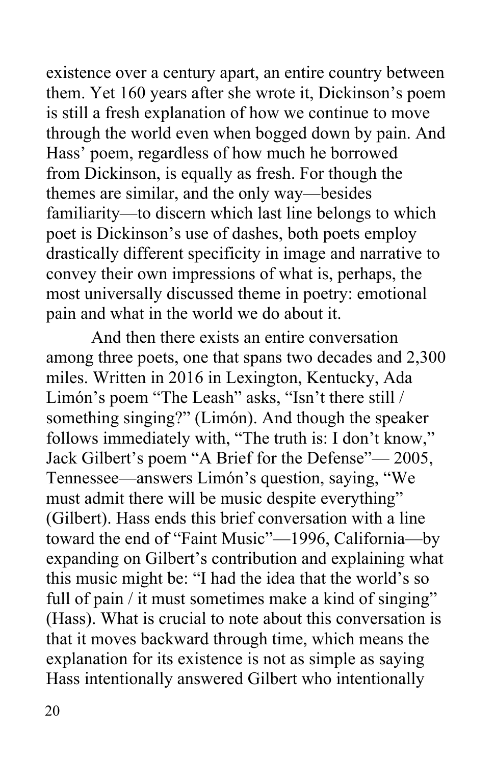existence over a century apart, an entire country between them. Yet 160 years after she wrote it, Dickinson's poem is still a fresh explanation of how we continue to move through the world even when bogged down by pain. And Hass' poem, regardless of how much he borrowed from Dickinson, is equally as fresh. For though the themes are similar, and the only way—besides familiarity—to discern which last line belongs to which poet is Dickinson's use of dashes, both poets employ drastically different specificity in image and narrative to convey their own impressions of what is, perhaps, the most universally discussed theme in poetry: emotional pain and what in the world we do about it.

And then there exists an entire conversation among three poets, one that spans two decades and 2,300 miles. Written in 2016 in Lexington, Kentucky, Ada Limón's poem "The Leash" asks, "Isn't there still / something singing?" (Limón). And though the speaker follows immediately with, "The truth is: I don't know," Jack Gilbert's poem "A Brief for the Defense"— 2005, Tennessee—answers Limón's question, saying, "We must admit there will be music despite everything" (Gilbert). Hass ends this brief conversation with a line toward the end of "Faint Music"—1996, California—by expanding on Gilbert's contribution and explaining what this music might be: "I had the idea that the world's so full of pain / it must sometimes make a kind of singing" (Hass). What is crucial to note about this conversation is that it moves backward through time, which means the explanation for its existence is not as simple as saying Hass intentionally answered Gilbert who intentionally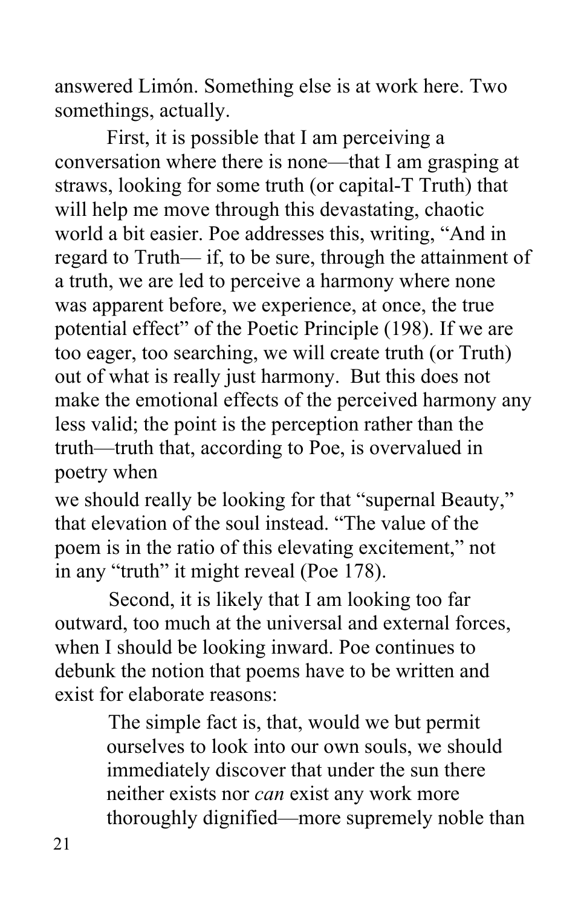answered Limón. Something else is at work here. Two somethings, actually.

First, it is possible that I am perceiving a conversation where there is none—that I am grasping at straws, looking for some truth (or capital-T Truth) that will help me move through this devastating, chaotic world a bit easier. Poe addresses this, writing, "And in regard to Truth— if, to be sure, through the attainment of a truth, we are led to perceive a harmony where none was apparent before, we experience, at once, the true potential effect" of the Poetic Principle (198). If we are too eager, too searching, we will create truth (or Truth) out of what is really just harmony. But this does not make the emotional effects of the perceived harmony any less valid; the point is the perception rather than the truth—truth that, according to Poe, is overvalued in poetry when we should really be looking for that "supernal Beauty," that elevation of the soul instead. "The value of the poem is in the ratio of this elevating excitement," not in any "truth" it might reveal (Poe 178).

Second, it is likely that I am looking too far outward, too much at the universal and external forces, when I should be looking inward. Poe continues to debunk the notion that poems have to be written and exist for elaborate reasons:

> The simple fact is, that, would we but permit ourselves to look into our own souls, we should immediately discover that under the sun there neither exists nor *can* exist any work more thoroughly dignified—more supremely noble than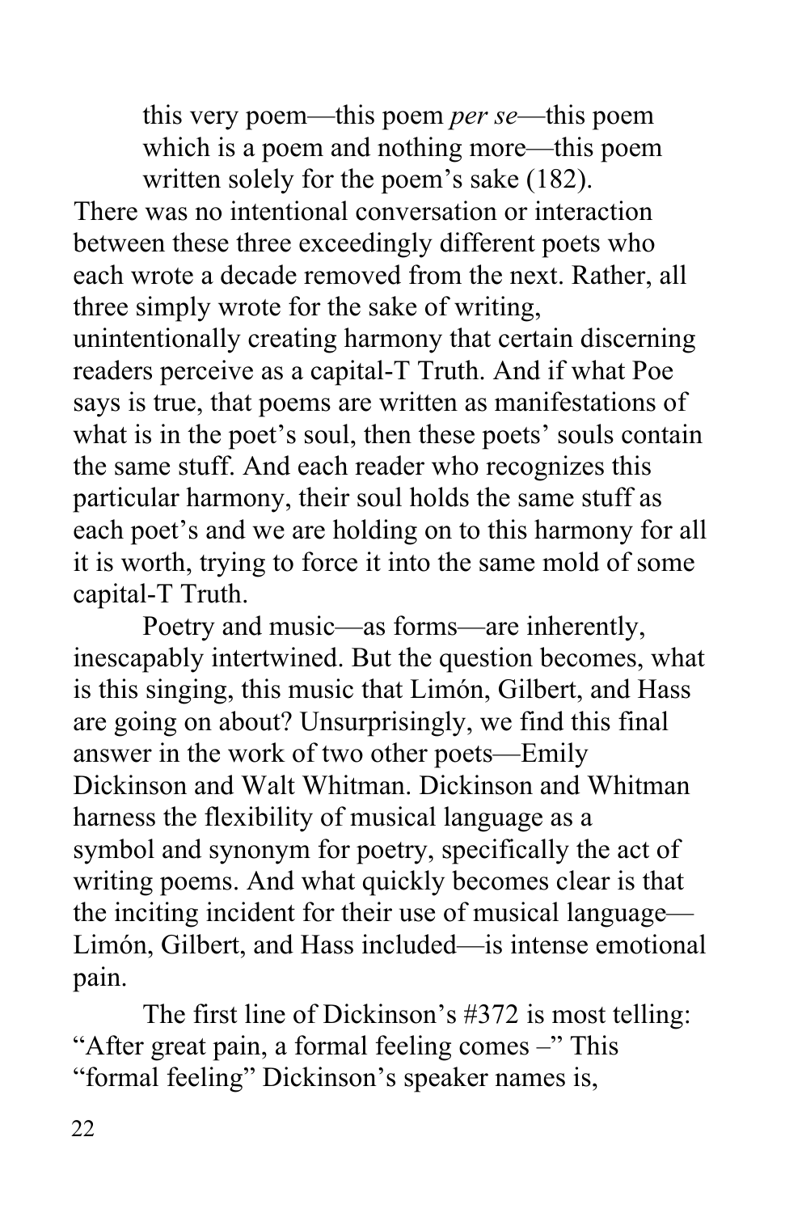> this very poem—this poem *per se*—this poem
> which is a poem and nothing more—this poem
> written solely for the poem's sake (182).

There was no intentional conversation or interaction between these three exceedingly different poets who each wrote a decade removed from the next. Rather, all three simply wrote for the sake of writing, unintentionally creating harmony that certain discerning readers perceive as a capital-T Truth. And if what Poe says is true, that poems are written as manifestations of what is in the poet's soul, then these poets' souls contain the same stuff. And each reader who recognizes this particular harmony, their soul holds the same stuff as each poet's and we are holding on to this harmony for all it is worth, trying to force it into the same mold of some capital-T Truth.

Poetry and music—as forms—are inherently, inescapably intertwined. But the question becomes, what is this singing, this music that Limón, Gilbert, and Hass are going on about? Unsurprisingly, we find this final answer in the work of two other poets—Emily Dickinson and Walt Whitman. Dickinson and Whitman harness the flexibility of musical language as a symbol and synonym for poetry, specifically the act of writing poems. And what quickly becomes clear is that the inciting incident for their use of musical language—Limón, Gilbert, and Hass included—is intense emotional pain.

The first line of Dickinson's #372 is most telling: "After great pain, a formal feeling comes –" This "formal feeling" Dickinson's speaker names is,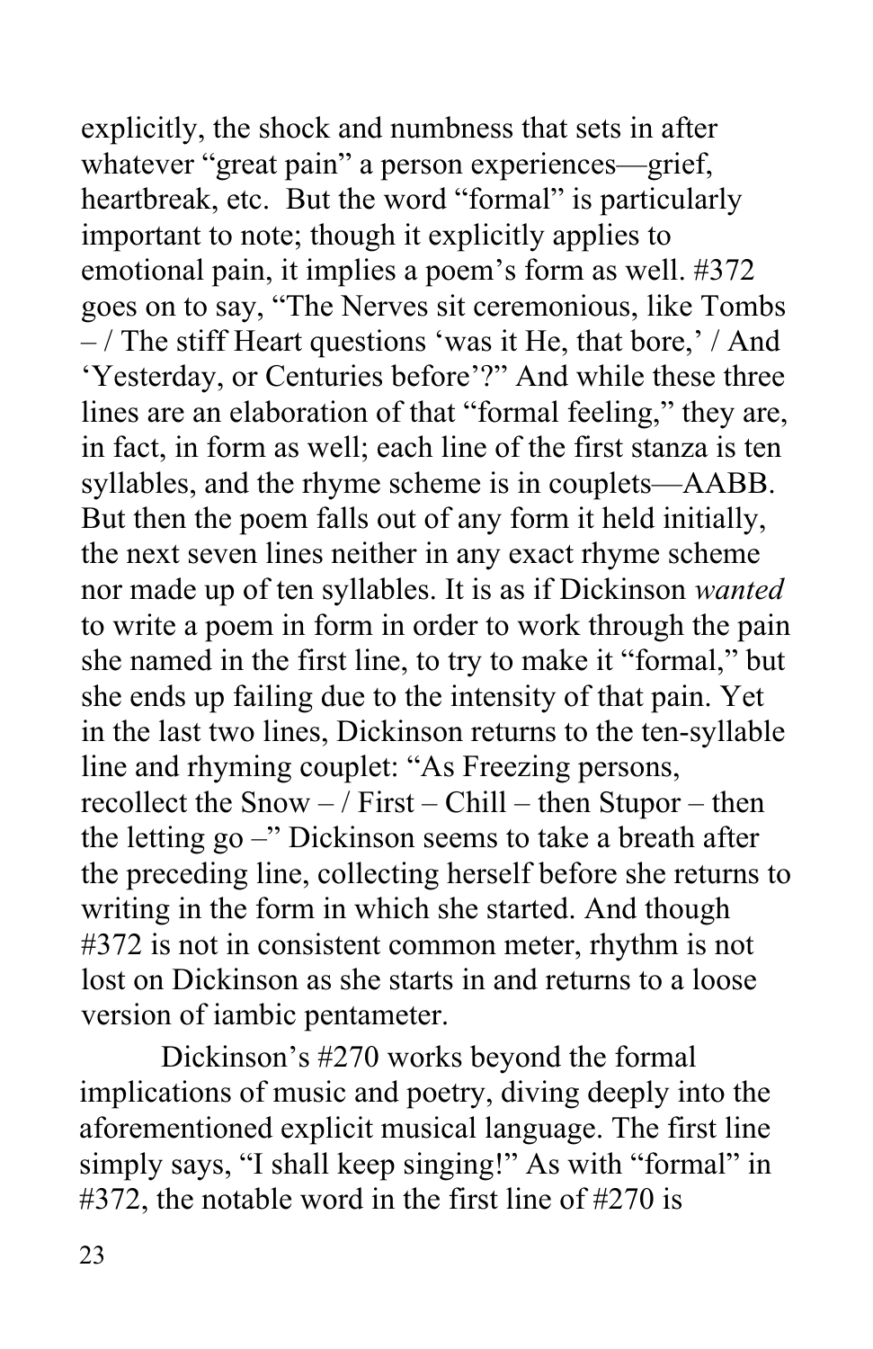explicitly, the shock and numbness that sets in after whatever "great pain" a person experiences—grief, heartbreak, etc. But the word "formal" is particularly important to note; though it explicitly applies to emotional pain, it implies a poem's form as well. #372 goes on to say, "The Nerves sit ceremonious, like Tombs – / The stiff Heart questions 'was it He, that bore,' / And 'Yesterday, or Centuries before'?" And while these three lines are an elaboration of that "formal feeling," they are, in fact, in form as well; each line of the first stanza is ten syllables, and the rhyme scheme is in couplets—AABB. But then the poem falls out of any form it held initially, the next seven lines neither in any exact rhyme scheme nor made up of ten syllables. It is as if Dickinson *wanted* to write a poem in form in order to work through the pain she named in the first line, to try to make it "formal," but she ends up failing due to the intensity of that pain. Yet in the last two lines, Dickinson returns to the ten-syllable line and rhyming couplet: "As Freezing persons, recollect the Snow – / First – Chill – then Stupor – then the letting go –" Dickinson seems to take a breath after the preceding line, collecting herself before she returns to writing in the form in which she started. And though #372 is not in consistent common meter, rhythm is not lost on Dickinson as she starts in and returns to a loose version of iambic pentameter.

Dickinson's #270 works beyond the formal implications of music and poetry, diving deeply into the aforementioned explicit musical language. The first line simply says, "I shall keep singing!" As with "formal" in #372, the notable word in the first line of #270 is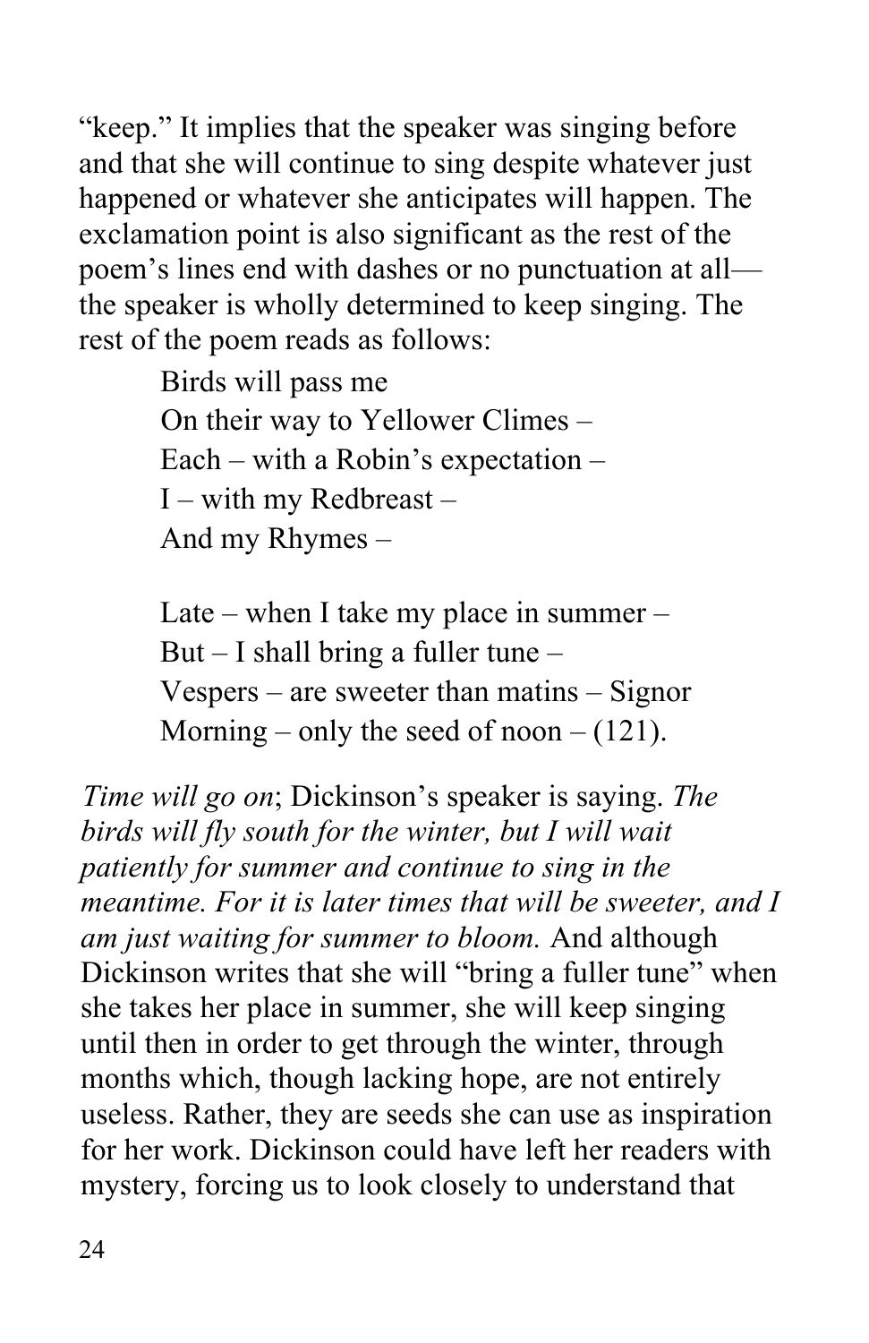"keep." It implies that the speaker was singing before and that she will continue to sing despite whatever just happened or whatever she anticipates will happen. The exclamation point is also significant as the rest of the poem's lines end with dashes or no punctuation at all—the speaker is wholly determined to keep singing. The rest of the poem reads as follows:

> Birds will pass me
> On their way to Yellower Climes –
> Each – with a Robin's expectation –
> I – with my Redbreast –
> And my Rhymes –
>
> Late – when I take my place in summer –
> But – I shall bring a fuller tune –
> Vespers – are sweeter than matins – Signor
> Morning – only the seed of noon – (121).

*Time will go on*; Dickinson's speaker is saying. *The birds will fly south for the winter, but I will wait patiently for summer and continue to sing in the meantime. For it is later times that will be sweeter, and I am just waiting for summer to bloom.* And although Dickinson writes that she will "bring a fuller tune" when she takes her place in summer, she will keep singing until then in order to get through the winter, through months which, though lacking hope, are not entirely useless. Rather, they are seeds she can use as inspiration for her work. Dickinson could have left her readers with mystery, forcing us to look closely to understand that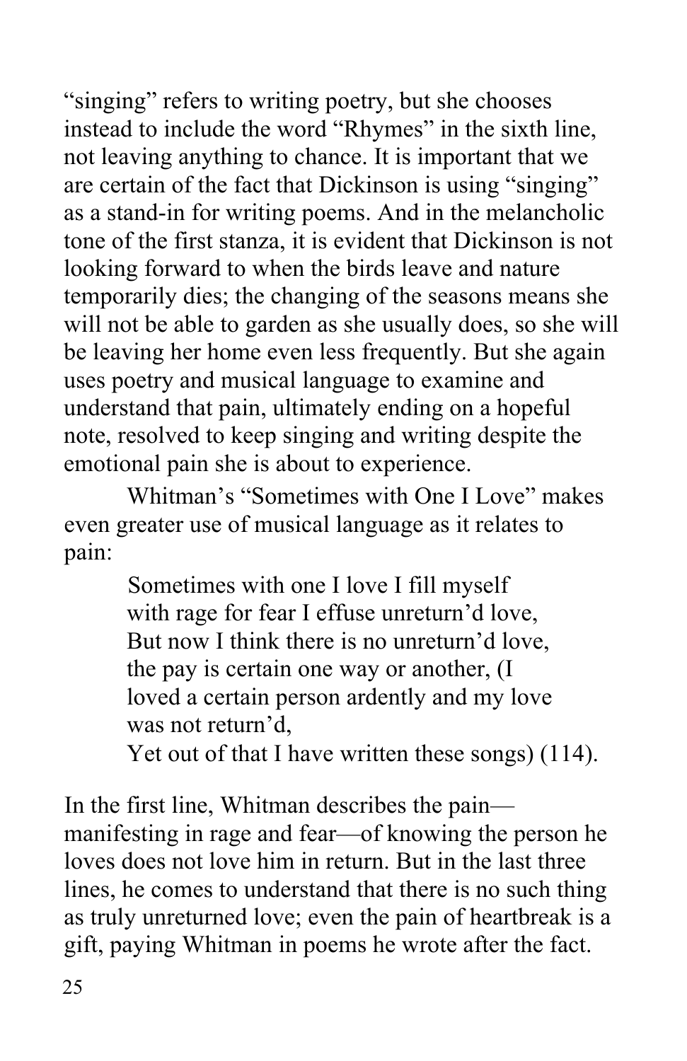"singing" refers to writing poetry, but she chooses instead to include the word "Rhymes" in the sixth line, not leaving anything to chance. It is important that we are certain of the fact that Dickinson is using "singing" as a stand-in for writing poems. And in the melancholic tone of the first stanza, it is evident that Dickinson is not looking forward to when the birds leave and nature temporarily dies; the changing of the seasons means she will not be able to garden as she usually does, so she will be leaving her home even less frequently. But she again uses poetry and musical language to examine and understand that pain, ultimately ending on a hopeful note, resolved to keep singing and writing despite the emotional pain she is about to experience.

Whitman's "Sometimes with One I Love" makes even greater use of musical language as it relates to pain:

> Sometimes with one I love I fill myself
> with rage for fear I effuse unreturn'd love,
> But now I think there is no unreturn'd love,
> the pay is certain one way or another, (I
> loved a certain person ardently and my love
> was not return'd,
> Yet out of that I have written these songs) (114).

In the first line, Whitman describes the pain—manifesting in rage and fear—of knowing the person he loves does not love him in return. But in the last three lines, he comes to understand that there is no such thing as truly unreturned love; even the pain of heartbreak is a gift, paying Whitman in poems he wrote after the fact.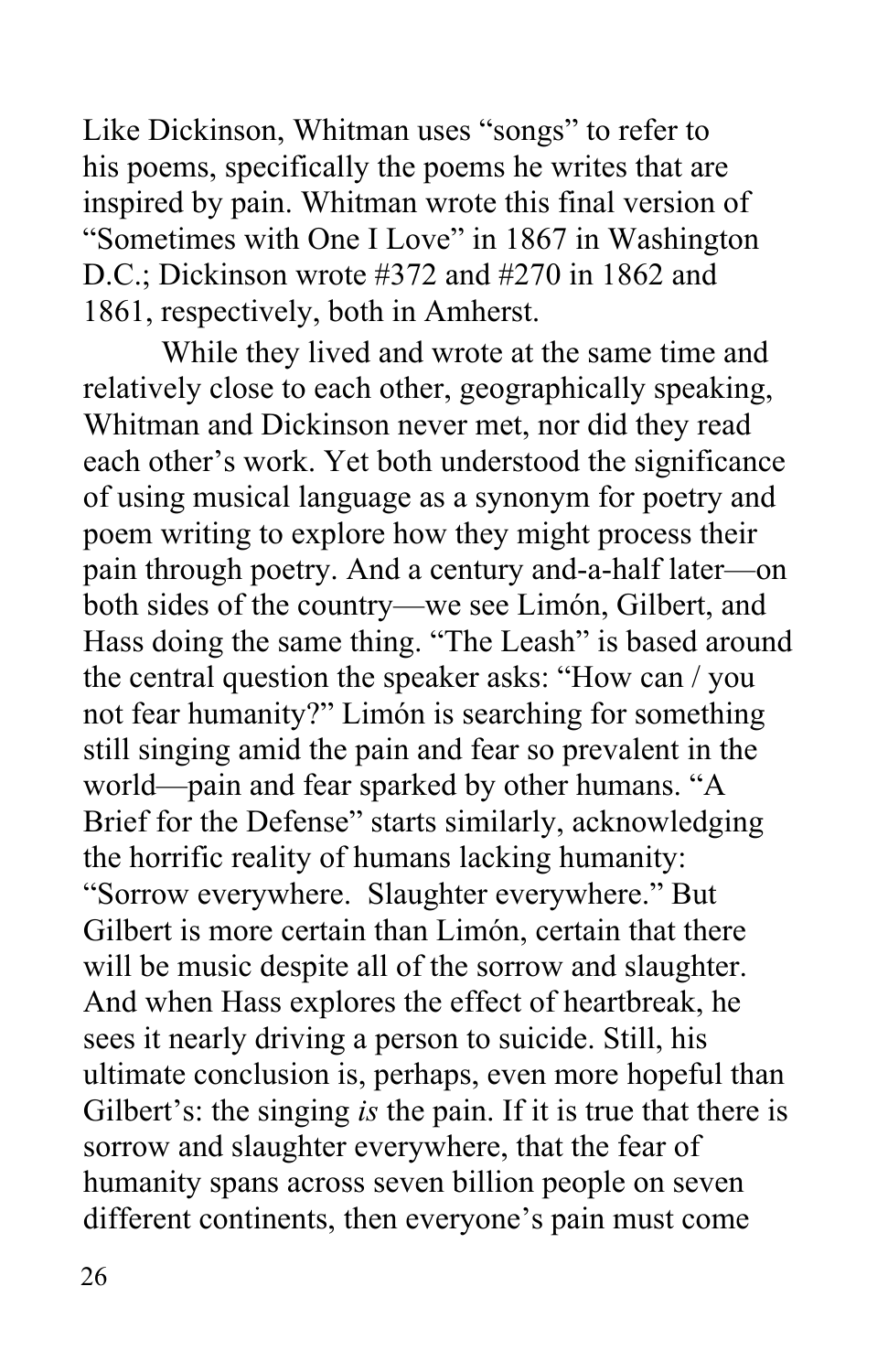Like Dickinson, Whitman uses "songs" to refer to his poems, specifically the poems he writes that are inspired by pain. Whitman wrote this final version of "Sometimes with One I Love" in 1867 in Washington D.C.; Dickinson wrote #372 and #270 in 1862 and 1861, respectively, both in Amherst.

While they lived and wrote at the same time and relatively close to each other, geographically speaking, Whitman and Dickinson never met, nor did they read each other's work. Yet both understood the significance of using musical language as a synonym for poetry and poem writing to explore how they might process their pain through poetry. And a century and-a-half later—on both sides of the country—we see Limón, Gilbert, and Hass doing the same thing. "The Leash" is based around the central question the speaker asks: "How can / you not fear humanity?" Limón is searching for something still singing amid the pain and fear so prevalent in the world—pain and fear sparked by other humans. "A Brief for the Defense" starts similarly, acknowledging the horrific reality of humans lacking humanity: "Sorrow everywhere. Slaughter everywhere." But Gilbert is more certain than Limón, certain that there will be music despite all of the sorrow and slaughter. And when Hass explores the effect of heartbreak, he sees it nearly driving a person to suicide. Still, his ultimate conclusion is, perhaps, even more hopeful than Gilbert's: the singing *is* the pain. If it is true that there is sorrow and slaughter everywhere, that the fear of humanity spans across seven billion people on seven different continents, then everyone's pain must come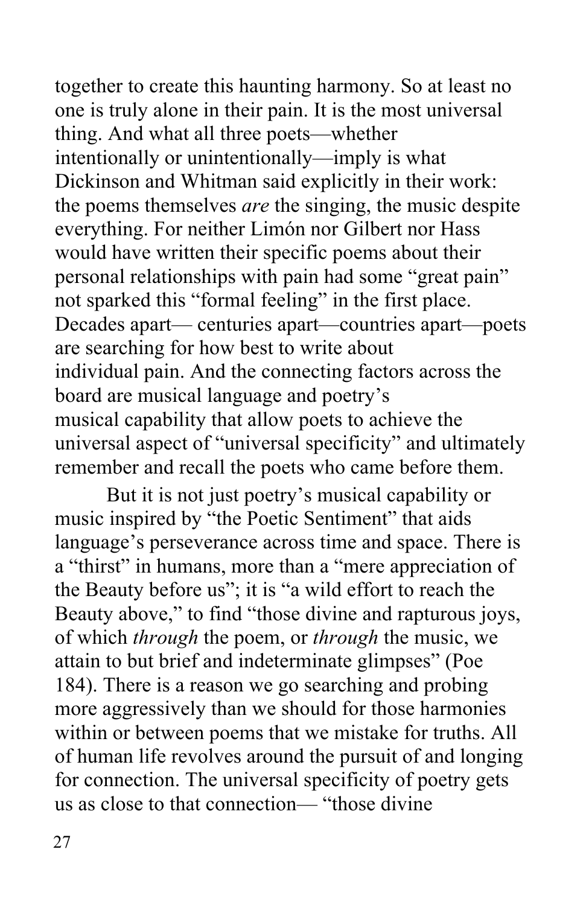together to create this haunting harmony. So at least no one is truly alone in their pain. It is the most universal thing. And what all three poets—whether intentionally or unintentionally—imply is what Dickinson and Whitman said explicitly in their work: the poems themselves *are* the singing, the music despite everything. For neither Limón nor Gilbert nor Hass would have written their specific poems about their personal relationships with pain had some "great pain" not sparked this "formal feeling" in the first place. Decades apart— centuries apart—countries apart—poets are searching for how best to write about individual pain. And the connecting factors across the board are musical language and poetry's musical capability that allow poets to achieve the universal aspect of "universal specificity" and ultimately remember and recall the poets who came before them.

But it is not just poetry's musical capability or music inspired by "the Poetic Sentiment" that aids language's perseverance across time and space. There is a "thirst" in humans, more than a "mere appreciation of the Beauty before us"; it is "a wild effort to reach the Beauty above," to find "those divine and rapturous joys, of which *through* the poem, or *through* the music, we attain to but brief and indeterminate glimpses" (Poe 184). There is a reason we go searching and probing more aggressively than we should for those harmonies within or between poems that we mistake for truths. All of human life revolves around the pursuit of and longing for connection. The universal specificity of poetry gets us as close to that connection— "those divine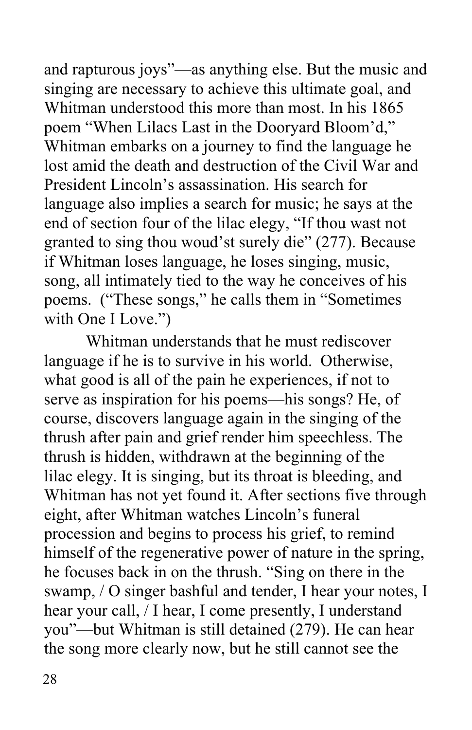and rapturous joys"—as anything else. But the music and singing are necessary to achieve this ultimate goal, and Whitman understood this more than most. In his 1865 poem "When Lilacs Last in the Dooryard Bloom'd," Whitman embarks on a journey to find the language he lost amid the death and destruction of the Civil War and President Lincoln's assassination. His search for language also implies a search for music; he says at the end of section four of the lilac elegy, "If thou wast not granted to sing thou woud'st surely die" (277). Because if Whitman loses language, he loses singing, music, song, all intimately tied to the way he conceives of his poems. ("These songs," he calls them in "Sometimes with One I Love.")

Whitman understands that he must rediscover language if he is to survive in his world. Otherwise, what good is all of the pain he experiences, if not to serve as inspiration for his poems—his songs? He, of course, discovers language again in the singing of the thrush after pain and grief render him speechless. The thrush is hidden, withdrawn at the beginning of the lilac elegy. It is singing, but its throat is bleeding, and Whitman has not yet found it. After sections five through eight, after Whitman watches Lincoln's funeral procession and begins to process his grief, to remind himself of the regenerative power of nature in the spring, he focuses back in on the thrush. "Sing on there in the swamp, / O singer bashful and tender, I hear your notes, I hear your call, / I hear, I come presently, I understand you"—but Whitman is still detained (279). He can hear the song more clearly now, but he still cannot see the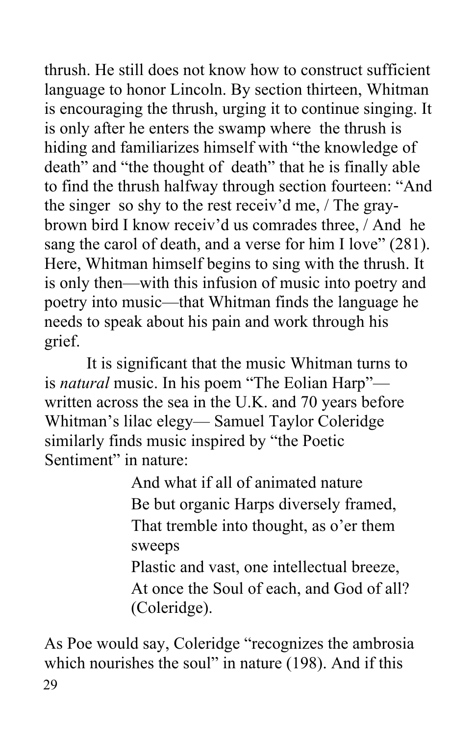thrush. He still does not know how to construct sufficient language to honor Lincoln. By section thirteen, Whitman is encouraging the thrush, urging it to continue singing. It is only after he enters the swamp where the thrush is hiding and familiarizes himself with "the knowledge of death" and "the thought of death" that he is finally able to find the thrush halfway through section fourteen: "And the singer so shy to the rest receiv'd me, / The gray-brown bird I know receiv'd us comrades three, / And he sang the carol of death, and a verse for him I love" (281). Here, Whitman himself begins to sing with the thrush. It is only then—with this infusion of music into poetry and poetry into music—that Whitman finds the language he needs to speak about his pain and work through his grief.

It is significant that the music Whitman turns to is *natural* music. In his poem "The Eolian Harp"—written across the sea in the U.K. and 70 years before Whitman's lilac elegy— Samuel Taylor Coleridge similarly finds music inspired by "the Poetic Sentiment" in nature:

> And what if all of animated nature
> Be but organic Harps diversely framed,
> That tremble into thought, as o'er them sweeps
> Plastic and vast, one intellectual breeze,
> At once the Soul of each, and God of all? (Coleridge).

As Poe would say, Coleridge "recognizes the ambrosia which nourishes the soul" in nature (198). And if this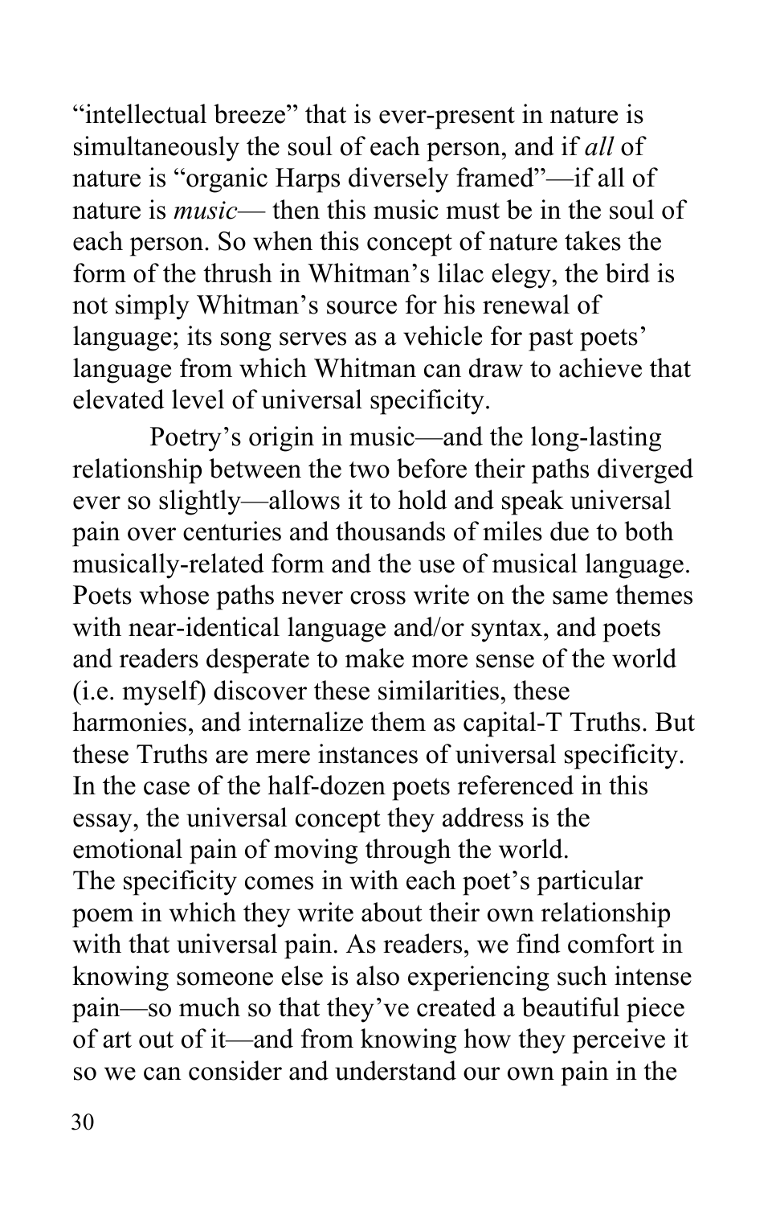"intellectual breeze" that is ever-present in nature is simultaneously the soul of each person, and if *all* of nature is "organic Harps diversely framed"—if all of nature is *music*— then this music must be in the soul of each person. So when this concept of nature takes the form of the thrush in Whitman's lilac elegy, the bird is not simply Whitman's source for his renewal of language; its song serves as a vehicle for past poets' language from which Whitman can draw to achieve that elevated level of universal specificity.

Poetry's origin in music—and the long-lasting relationship between the two before their paths diverged ever so slightly—allows it to hold and speak universal pain over centuries and thousands of miles due to both musically-related form and the use of musical language. Poets whose paths never cross write on the same themes with near-identical language and/or syntax, and poets and readers desperate to make more sense of the world (i.e. myself) discover these similarities, these harmonies, and internalize them as capital-T Truths. But these Truths are mere instances of universal specificity. In the case of the half-dozen poets referenced in this essay, the universal concept they address is the emotional pain of moving through the world.
The specificity comes in with each poet's particular poem in which they write about their own relationship with that universal pain. As readers, we find comfort in knowing someone else is also experiencing such intense pain—so much so that they've created a beautiful piece of art out of it—and from knowing how they perceive it so we can consider and understand our own pain in the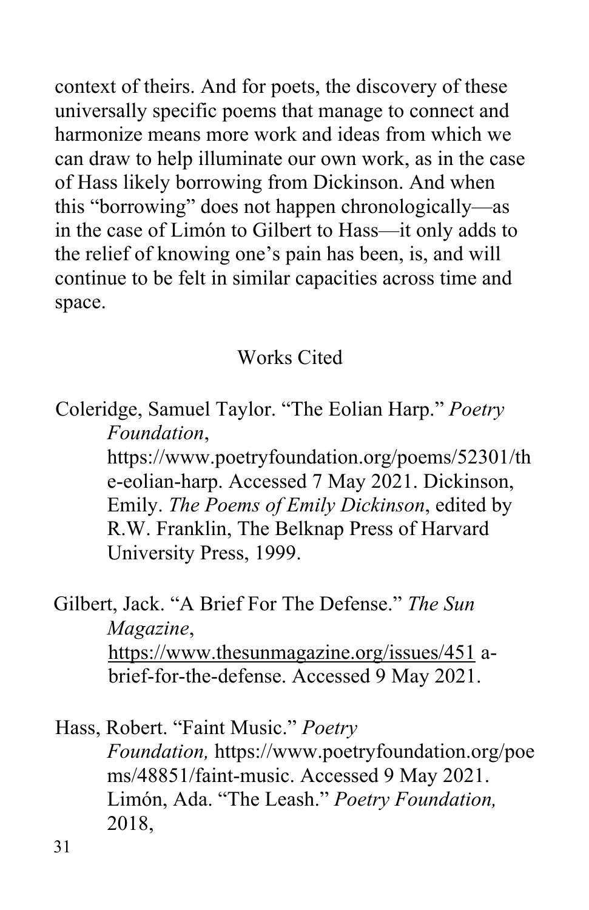context of theirs. And for poets, the discovery of these universally specific poems that manage to connect and harmonize means more work and ideas from which we can draw to help illuminate our own work, as in the case of Hass likely borrowing from Dickinson. And when this "borrowing" does not happen chronologically—as in the case of Limón to Gilbert to Hass—it only adds to the relief of knowing one's pain has been, is, and will continue to be felt in similar capacities across time and space.

## Works Cited

Coleridge, Samuel Taylor. "The Eolian Harp." *Poetry Foundation*, https://www.poetryfoundation.org/poems/52301/the-eolian-harp. Accessed 7 May 2021. Dickinson, Emily. *The Poems of Emily Dickinson*, edited by R.W. Franklin, The Belknap Press of Harvard University Press, 1999.

Gilbert, Jack. "A Brief For The Defense." *The Sun Magazine*, https://www.thesunmagazine.org/issues/451 a-brief-for-the-defense. Accessed 9 May 2021.

Hass, Robert. "Faint Music." *Poetry Foundation,* https://www.poetryfoundation.org/poems/48851/faint-music. Accessed 9 May 2021. Limón, Ada. "The Leash." *Poetry Foundation,* 2018,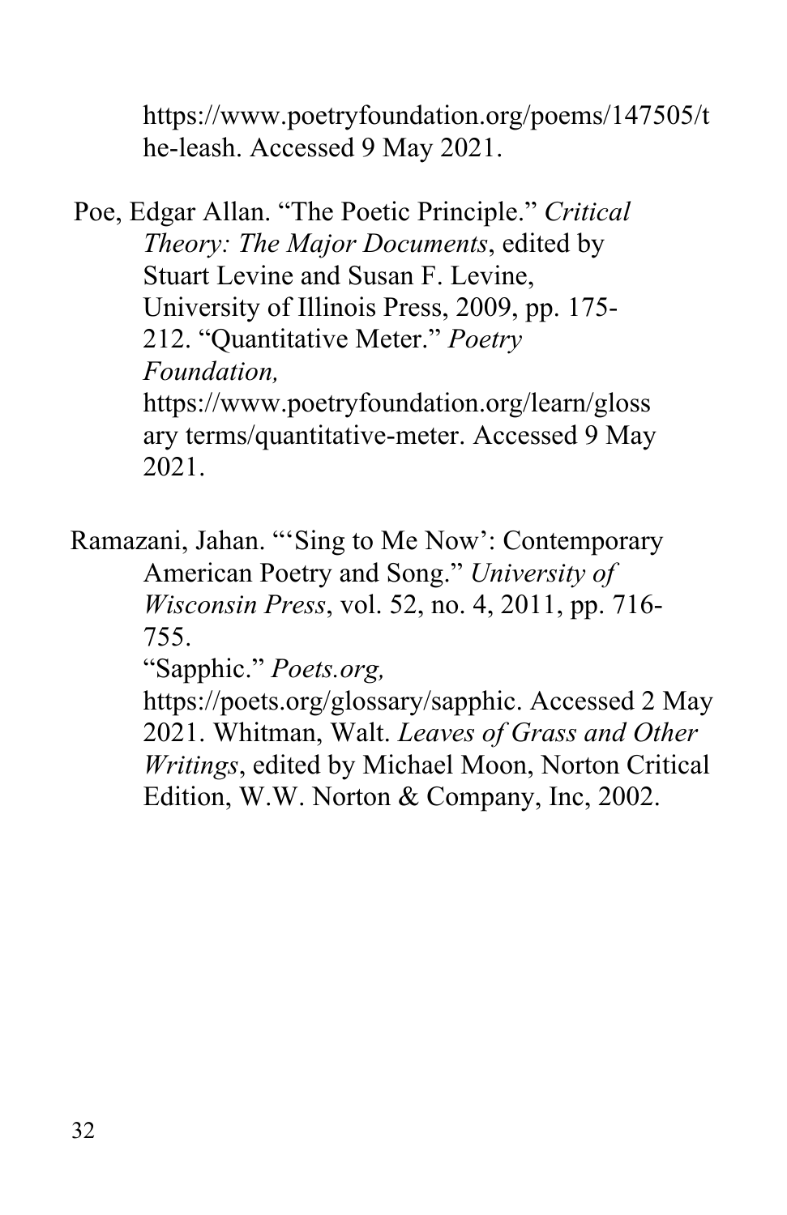https://www.poetryfoundation.org/poems/147505/the-leash. Accessed 9 May 2021.

Poe, Edgar Allan. "The Poetic Principle." *Critical Theory: The Major Documents*, edited by Stuart Levine and Susan F. Levine, University of Illinois Press, 2009, pp. 175-212. "Quantitative Meter." *Poetry Foundation,* https://www.poetryfoundation.org/learn/glossary terms/quantitative-meter. Accessed 9 May 2021.

Ramazani, Jahan. "'Sing to Me Now': Contemporary American Poetry and Song." *University of Wisconsin Press*, vol. 52, no. 4, 2011, pp. 716-755.
"Sapphic." *Poets.org,* https://poets.org/glossary/sapphic. Accessed 2 May 2021. Whitman, Walt. *Leaves of Grass and Other Writings*, edited by Michael Moon, Norton Critical Edition, W.W. Norton & Company, Inc, 2002.